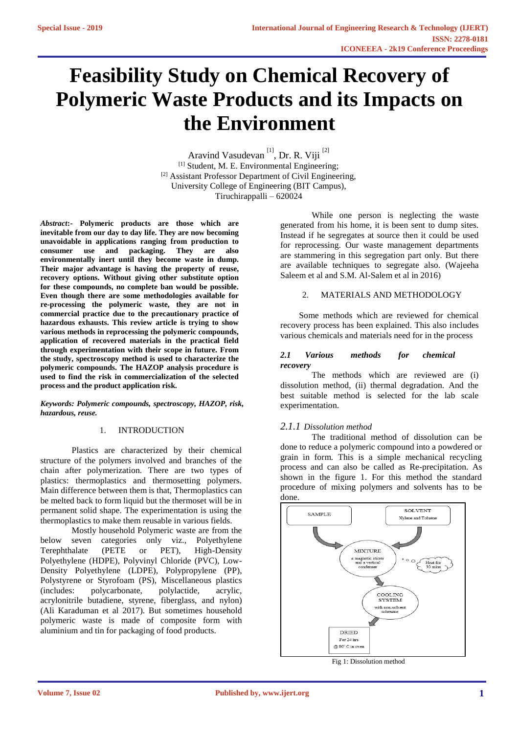# Feasibility Study on Chemical Recovery of Polymeric Waste Products and its Impacts on the Environment

Aravind Vasudevan [1], Dr. R. Viji [2]

[1] Student, M. E. Environmental Engineering;
[2] Assistant Professor Department of Civil Engineering,
University College of Engineering (BIT Campus),
Tiruchirappalli – 620024

***Abstract*:- Polymeric products are those which are inevitable from our day to day life. They are now becoming unavoidable in applications ranging from production to consumer use and packaging. They are also environmentally inert until they become waste in dump. Their major advantage is having the property of reuse, recovery options. Without giving other substitute option for these compounds, no complete ban would be possible. Even though there are some methodologies available for re-processing the polymeric waste, they are not in commercial practice due to the precautionary practice of hazardous exhausts. This review article is trying to show various methods in reprocessing the polymeric compounds, application of recovered materials in the practical field through experimentation with their scope in future. From the study, spectroscopy method is used to characterize the polymeric compounds. The HAZOP analysis procedure is used to find the risk in commercialization of the selected process and the product application risk.**

***Keywords: Polymeric compounds, spectroscopy, HAZOP, risk, hazardous, reuse.***

## 1. INTRODUCTION

Plastics are characterized by their chemical structure of the polymers involved and branches of the chain after polymerization. There are two types of plastics: thermoplastics and thermosetting polymers. Main difference between them is that, Thermoplastics can be melted back to form liquid but the thermoset will be in permanent solid shape. The experimentation is using the thermoplastics to make them reusable in various fields.

Mostly household Polymeric waste are from the below seven categories only viz., Polyethylene Terephthalate (PETE or PET), High-Density Polyethylene (HDPE), Polyvinyl Chloride (PVC), Low-Density Polyethylene (LDPE), Polypropylene (PP), Polystyrene or Styrofoam (PS), Miscellaneous plastics (includes: polycarbonate, polylactide, acrylic, acrylonitrile butadiene, styrene, fiberglass, and nylon) (Ali Karaduman et al 2017). But sometimes household polymeric waste is made of composite form with aluminium and tin for packaging of food products.

While one person is neglecting the waste generated from his home, it is been sent to dump sites. Instead if he segregates at source then it could be used for reprocessing. Our waste management departments are stammering in this segregation part only. But there are available techniques to segregate also. (Wajeeha Saleem et al and S.M. Al-Salem et al in 2016)

## 2. MATERIALS AND METHODOLOGY

Some methods which are reviewed for chemical recovery process has been explained. This also includes various chemicals and materials need for in the process

### *2.1 Various methods for chemical recovery*

The methods which are reviewed are (i) dissolution method, (ii) thermal degradation. And the best suitable method is selected for the lab scale experimentation.

#### *2.1.1 Dissolution method*

The traditional method of dissolution can be done to reduce a polymeric compound into a powdered or grain in form. This is a simple mechanical recycling process and can also be called as Re-precipitation. As shown in the figure 1. For this method the standard procedure of mixing polymers and solvents has to be done.

SAMPLE → MIXTURE (a magnetic stirrer and a vertical condenser) ← SOLVENT (Xylene and Toluene); Heat for 30 mins → COOLING SYSTEM (with non-solvent n-hexane) → DRIED (For 24 hrs @ 80° C in oven)

Fig 1: Dissolution method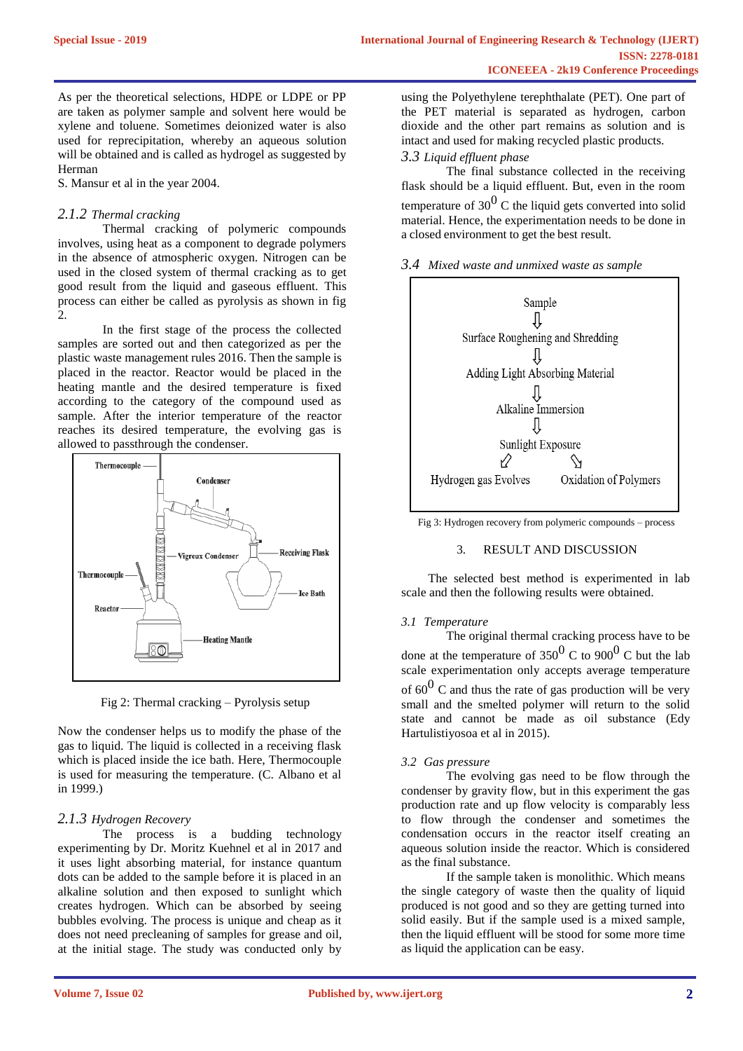As per the theoretical selections, HDPE or LDPE or PP are taken as polymer sample and solvent here would be xylene and toluene. Sometimes deionized water is also used for reprecipitation, whereby an aqueous solution will be obtained and is called as hydrogel as suggested by Herman
S. Mansur et al in the year 2004.

### *2.1.2 Thermal cracking*

Thermal cracking of polymeric compounds involves, using heat as a component to degrade polymers in the absence of atmospheric oxygen. Nitrogen can be used in the closed system of thermal cracking as to get good result from the liquid and gaseous effluent. This process can either be called as pyrolysis as shown in fig 2.

In the first stage of the process the collected samples are sorted out and then categorized as per the plastic waste management rules 2016. Then the sample is placed in the reactor. Reactor would be placed in the heating mantle and the desired temperature is fixed according to the category of the compound used as sample. After the interior temperature of the reactor reaches its desired temperature, the evolving gas is allowed to passthrough the condenser.

Thermocouple | Condenser | Vigreux Condenser | Receiving Flask | Thermocouple | Ice Bath | Reactor | Heating Mantle

Fig 2: Thermal cracking – Pyrolysis setup

Now the condenser helps us to modify the phase of the gas to liquid. The liquid is collected in a receiving flask which is placed inside the ice bath. Here, Thermocouple is used for measuring the temperature. (C. Albano et al in 1999.)

### *2.1.3 Hydrogen Recovery*

The process is a budding technology experimenting by Dr. Moritz Kuehnel et al in 2017 and it uses light absorbing material, for instance quantum dots can be added to the sample before it is placed in an alkaline solution and then exposed to sunlight which creates hydrogen. Which can be absorbed by seeing bubbles evolving. The process is unique and cheap as it does not need precleaning of samples for grease and oil, at the initial stage. The study was conducted only by using the Polyethylene terephthalate (PET). One part of the PET material is separated as hydrogen, carbon dioxide and the other part remains as solution and is intact and used for making recycled plastic products.

### *3.3 Liquid effluent phase*

The final substance collected in the receiving flask should be a liquid effluent. But, even in the room temperature of $30^0$ C the liquid gets converted into solid material. Hence, the experimentation needs to be done in a closed environment to get the best result.

### *3.4 Mixed waste and unmixed waste as sample*

Sample
⇩
Surface Roughening and Shredding
⇩
Adding Light Absorbing Material
⇩
Alkaline Immersion
⇩
Sunlight Exposure
⇙ ⇘
Hydrogen gas Evolves | Oxidation of Polymers

Fig 3: Hydrogen recovery from polymeric compounds – process

## 3. RESULT AND DISCUSSION

The selected best method is experimented in lab scale and then the following results were obtained.

### *3.1 Temperature*

The original thermal cracking process have to be done at the temperature of $350^0$ C to $900^0$ C but the lab scale experimentation only accepts average temperature of $60^0$ C and thus the rate of gas production will be very small and the smelted polymer will return to the solid state and cannot be made as oil substance (Edy Hartulistiyosoa et al in 2015).

### *3.2 Gas pressure*

The evolving gas need to be flow through the condenser by gravity flow, but in this experiment the gas production rate and up flow velocity is comparably less to flow through the condenser and sometimes the condensation occurs in the reactor itself creating an aqueous solution inside the reactor. Which is considered as the final substance.

If the sample taken is monolithic. Which means the single category of waste then the quality of liquid produced is not good and so they are getting turned into solid easily. But if the sample used is a mixed sample, then the liquid effluent will be stood for some more time as liquid the application can be easy.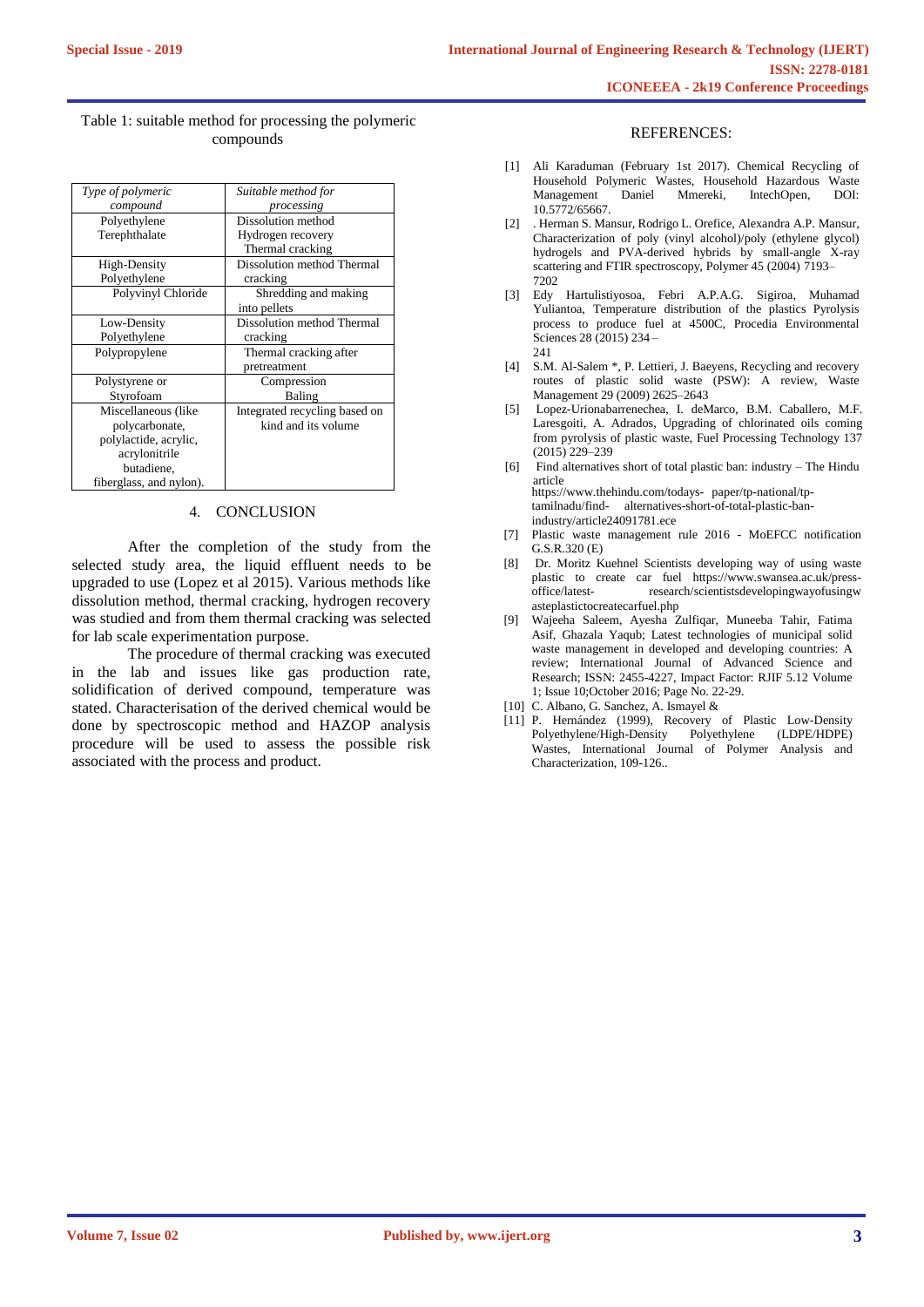Table 1: suitable method for processing the polymeric compounds

| *Type of polymeric compound* | *Suitable method for processing* |
|---|---|
| Polyethylene Terephthalate | Dissolution method Hydrogen recovery Thermal cracking |
| High-Density Polyethylene | Dissolution method Thermal cracking |
| Polyvinyl Chloride | Shredding and making into pellets |
| Low-Density Polyethylene | Dissolution method Thermal cracking |
| Polypropylene | Thermal cracking after pretreatment |
| Polystyrene or Styrofoam | Compression Baling |
| Miscellaneous (like polycarbonate, polylactide, acrylic, acrylonitrile butadiene, fiberglass, and nylon). | Integrated recycling based on kind and its volume |

## 4. CONCLUSION

After the completion of the study from the selected study area, the liquid effluent needs to be upgraded to use (Lopez et al 2015). Various methods like dissolution method, thermal cracking, hydrogen recovery was studied and from them thermal cracking was selected for lab scale experimentation purpose.

The procedure of thermal cracking was executed in the lab and issues like gas production rate, solidification of derived compound, temperature was stated. Characterisation of the derived chemical would be done by spectroscopic method and HAZOP analysis procedure will be used to assess the possible risk associated with the process and product.

## REFERENCES:

[1] Ali Karaduman (February 1st 2017). Chemical Recycling of Household Polymeric Wastes, Household Hazardous Waste Management Daniel Mmereki, IntechOpen, DOI: 10.5772/65667.

[2] . Herman S. Mansur, Rodrigo L. Orefice, Alexandra A.P. Mansur, Characterization of poly (vinyl alcohol)/poly (ethylene glycol) hydrogels and PVA-derived hybrids by small-angle X-ray scattering and FTIR spectroscopy, Polymer 45 (2004) 7193–7202

[3] Edy Hartulistiyosoa, Febri A.P.A.G. Sigiroa, Muhamad Yuliantoa, Temperature distribution of the plastics Pyrolysis process to produce fuel at 4500C, Procedia Environmental Sciences 28 (2015) 234 – 241

[4] S.M. Al-Salem *, P. Lettieri, J. Baeyens, Recycling and recovery routes of plastic solid waste (PSW): A review, Waste Management 29 (2009) 2625–2643

[5] Lopez-Urionabarrenechea, I. deMarco, B.M. Caballero, M.F. Laresgoiti, A. Adrados, Upgrading of chlorinated oils coming from pyrolysis of plastic waste, Fuel Processing Technology 137 (2015) 229–239

[6] Find alternatives short of total plastic ban: industry – The Hindu article https://www.thehindu.com/todays- paper/tp-national/tp-tamilnadu/find- alternatives-short-of-total-plastic-ban-industry/article24091781.ece

[7] Plastic waste management rule 2016 - MoEFCC notification G.S.R.320 (E)

[8] Dr. Moritz Kuehnel Scientists developing way of using waste plastic to create car fuel https://www.swansea.ac.uk/press-office/latest- research/scientistsdevelopingwayofusingwasteplastictocreatecarfuel.php

[9] Wajeeha Saleem, Ayesha Zulfiqar, Muneeba Tahir, Fatima Asif, Ghazala Yaqub; Latest technologies of municipal solid waste management in developed and developing countries: A review; International Journal of Advanced Science and Research; ISSN: 2455-4227, Impact Factor: RJIF 5.12 Volume 1; Issue 10;October 2016; Page No. 22-29.

[10] C. Albano, G. Sanchez, A. Ismayel &

[11] P. Hernández (1999), Recovery of Plastic Low-Density Polyethylene/High-Density Polyethylene (LDPE/HDPE) Wastes, International Journal of Polymer Analysis and Characterization, 109-126..